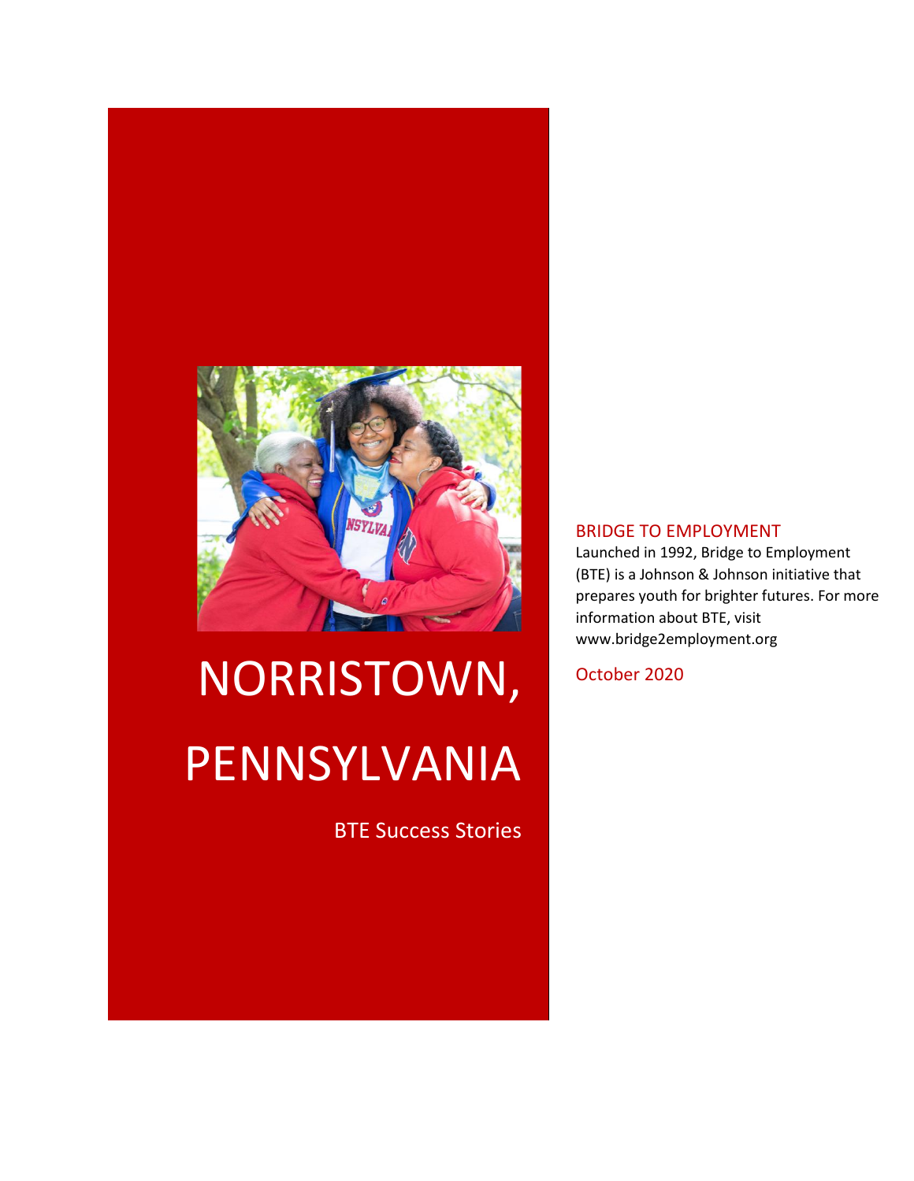# NORRISTOWN, PENNSYLVANIA

BTE Success Stories

## BRIDGE TO EMPLOYMENT

Launched in 1992, Bridge to Employment (BTE) is a Johnson & Johnson initiative that prepares youth for brighter futures. For more information about BTE, visit www.bridge2employment.org

October 2020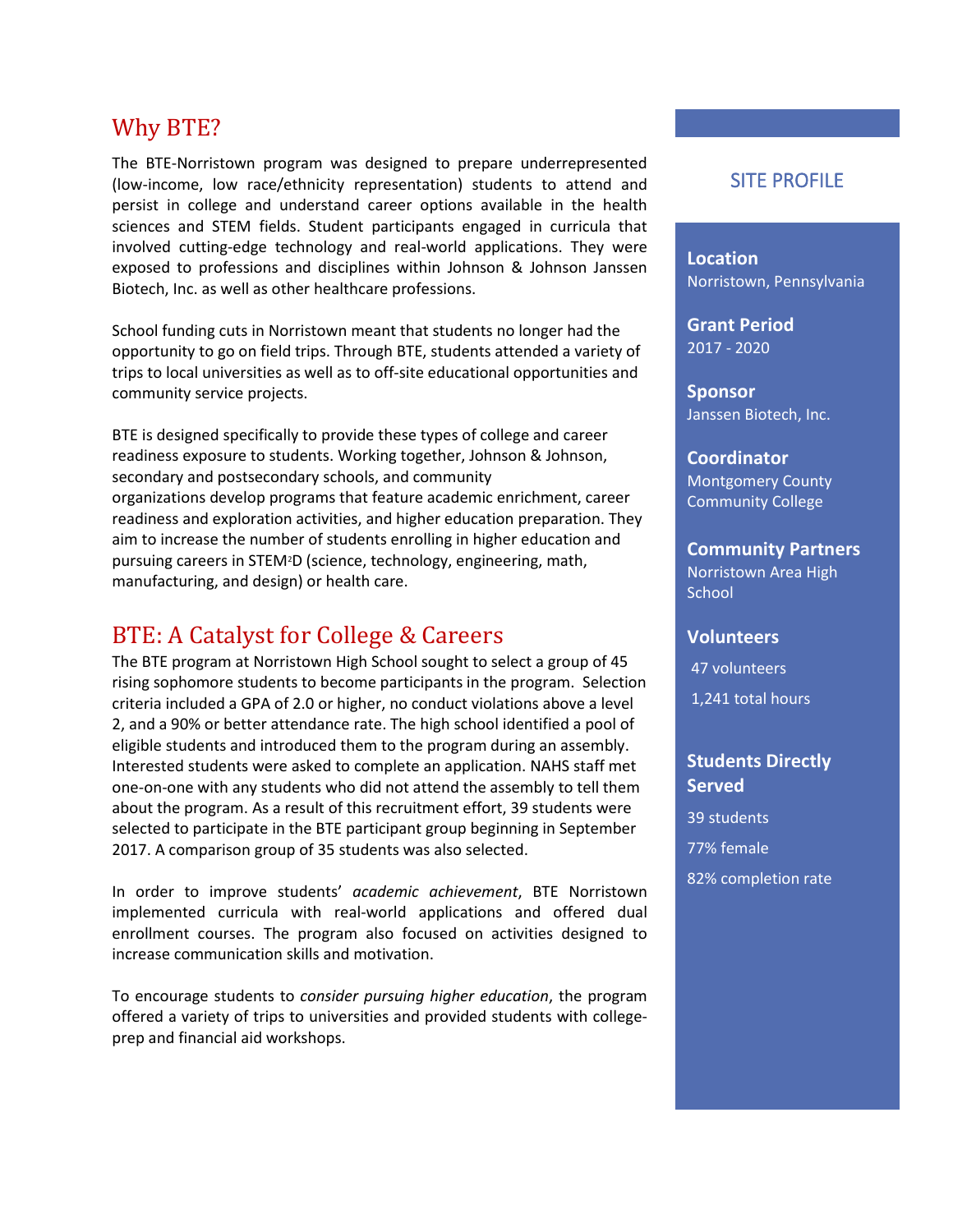## Why BTE?

The BTE-Norristown program was designed to prepare underrepresented (low-income, low race/ethnicity representation) students to attend and persist in college and understand career options available in the health sciences and STEM fields. Student participants engaged in curricula that involved cutting-edge technology and real-world applications. They were exposed to professions and disciplines within Johnson & Johnson Janssen Biotech, Inc. as well as other healthcare professions.

School funding cuts in Norristown meant that students no longer had the opportunity to go on field trips. Through BTE, students attended a variety of trips to local universities as well as to off-site educational opportunities and community service projects.

BTE is designed specifically to provide these types of college and career readiness exposure to students. Working together, Johnson & Johnson, secondary and postsecondary schools, and community organizations develop programs that feature academic enrichment, career readiness and exploration activities, and higher education preparation. They aim to increase the number of students enrolling in higher education and pursuing careers in STEM$^2$D (science, technology, engineering, math, manufacturing, and design) or health care.

## BTE: A Catalyst for College & Careers

The BTE program at Norristown High School sought to select a group of 45 rising sophomore students to become participants in the program. Selection criteria included a GPA of 2.0 or higher, no conduct violations above a level 2, and a 90% or better attendance rate. The high school identified a pool of eligible students and introduced them to the program during an assembly. Interested students were asked to complete an application. NAHS staff met one-on-one with any students who did not attend the assembly to tell them about the program. As a result of this recruitment effort, 39 students were selected to participate in the BTE participant group beginning in September 2017. A comparison group of 35 students was also selected.

In order to improve students' *academic achievement*, BTE Norristown implemented curricula with real-world applications and offered dual enrollment courses. The program also focused on activities designed to increase communication skills and motivation.

To encourage students to *consider pursuing higher education*, the program offered a variety of trips to universities and provided students with college-prep and financial aid workshops.

### SITE PROFILE

**Location**
Norristown, Pennsylvania

**Grant Period**
2017 - 2020

**Sponsor**
Janssen Biotech, Inc.

**Coordinator**
Montgomery County Community College

**Community Partners**
Norristown Area High School

**Volunteers**
47 volunteers
1,241 total hours

**Students Directly Served**
39 students
77% female
82% completion rate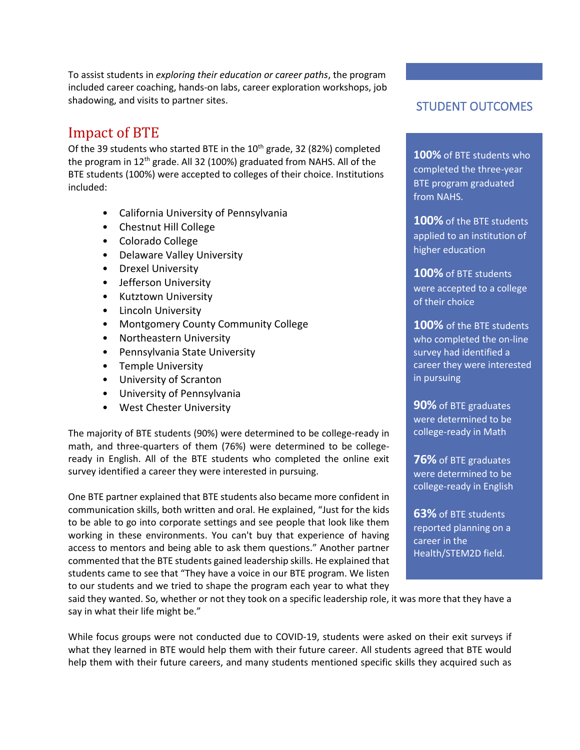To assist students in *exploring their education or career paths*, the program included career coaching, hands-on labs, career exploration workshops, job shadowing, and visits to partner sites.

## Impact of BTE

Of the 39 students who started BTE in the 10th grade, 32 (82%) completed the program in 12th grade. All 32 (100%) graduated from NAHS. All of the BTE students (100%) were accepted to colleges of their choice. Institutions included:

- California University of Pennsylvania
- Chestnut Hill College
- Colorado College
- Delaware Valley University
- Drexel University
- Jefferson University
- Kutztown University
- Lincoln University
- Montgomery County Community College
- Northeastern University
- Pennsylvania State University
- Temple University
- University of Scranton
- University of Pennsylvania
- West Chester University

The majority of BTE students (90%) were determined to be college-ready in math, and three-quarters of them (76%) were determined to be college-ready in English. All of the BTE students who completed the online exit survey identified a career they were interested in pursuing.

One BTE partner explained that BTE students also became more confident in communication skills, both written and oral. He explained, "Just for the kids to be able to go into corporate settings and see people that look like them working in these environments. You can't buy that experience of having access to mentors and being able to ask them questions." Another partner commented that the BTE students gained leadership skills. He explained that students came to see that "They have a voice in our BTE program. We listen to our students and we tried to shape the program each year to what they said they wanted. So, whether or not they took on a specific leadership role, it was more that they have a say in what their life might be."

While focus groups were not conducted due to COVID-19, students were asked on their exit surveys if what they learned in BTE would help them with their future career. All students agreed that BTE would help them with their future careers, and many students mentioned specific skills they acquired such as

### STUDENT OUTCOMES

**100%** of BTE students who completed the three-year BTE program graduated from NAHS.

**100%** of the BTE students applied to an institution of higher education

**100%** of BTE students were accepted to a college of their choice

**100%** of the BTE students who completed the on-line survey had identified a career they were interested in pursuing

**90%** of BTE graduates were determined to be college-ready in Math

**76%** of BTE graduates were determined to be college-ready in English

**63%** of BTE students reported planning on a career in the Health/STEM2D field.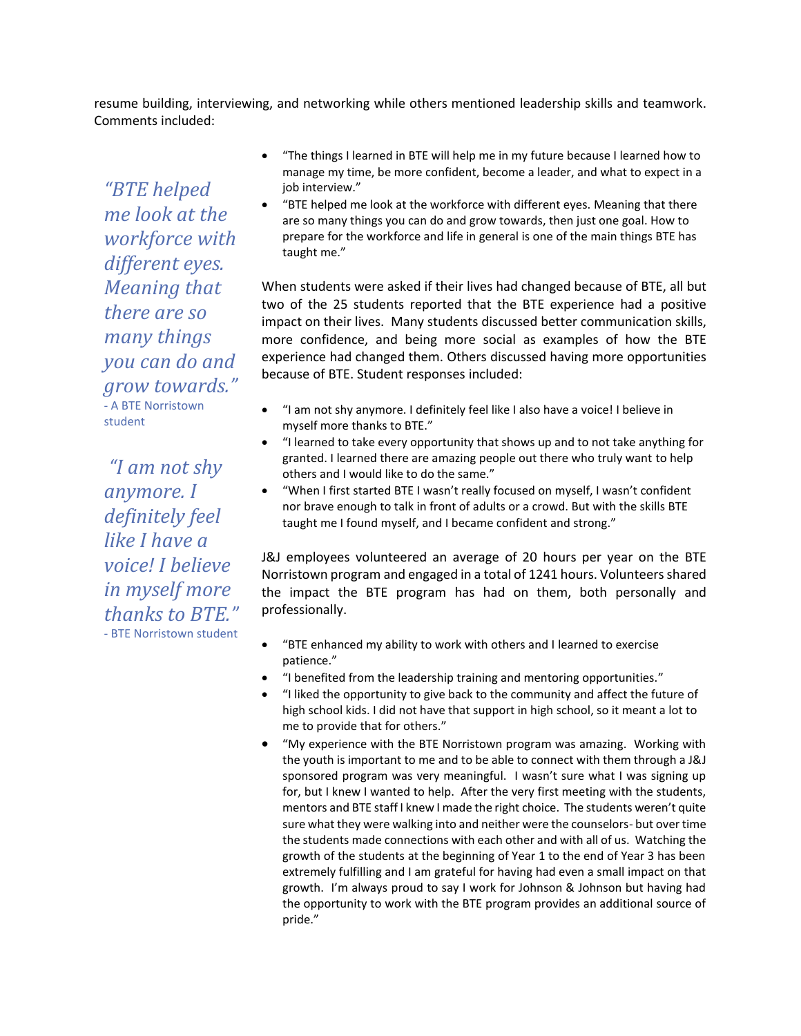resume building, interviewing, and networking while others mentioned leadership skills and teamwork. Comments included:

> *"BTE helped me look at the workforce with different eyes. Meaning that there are so many things you can do and grow towards."*
> - A BTE Norristown student

- "The things I learned in BTE will help me in my future because I learned how to manage my time, be more confident, become a leader, and what to expect in a job interview."
- "BTE helped me look at the workforce with different eyes. Meaning that there are so many things you can do and grow towards, then just one goal. How to prepare for the workforce and life in general is one of the main things BTE has taught me."

When students were asked if their lives had changed because of BTE, all but two of the 25 students reported that the BTE experience had a positive impact on their lives. Many students discussed better communication skills, more confidence, and being more social as examples of how the BTE experience had changed them. Others discussed having more opportunities because of BTE. Student responses included:

> *"I am not shy anymore. I definitely feel like I have a voice! I believe in myself more thanks to BTE."*
> - BTE Norristown student

- "I am not shy anymore. I definitely feel like I also have a voice! I believe in myself more thanks to BTE."
- "I learned to take every opportunity that shows up and to not take anything for granted. I learned there are amazing people out there who truly want to help others and I would like to do the same."
- "When I first started BTE I wasn't really focused on myself, I wasn't confident nor brave enough to talk in front of adults or a crowd. But with the skills BTE taught me I found myself, and I became confident and strong."

J&J employees volunteered an average of 20 hours per year on the BTE Norristown program and engaged in a total of 1241 hours. Volunteers shared the impact the BTE program has had on them, both personally and professionally.

- "BTE enhanced my ability to work with others and I learned to exercise patience."
- "I benefited from the leadership training and mentoring opportunities."
- "I liked the opportunity to give back to the community and affect the future of high school kids. I did not have that support in high school, so it meant a lot to me to provide that for others."
- "My experience with the BTE Norristown program was amazing. Working with the youth is important to me and to be able to connect with them through a J&J sponsored program was very meaningful. I wasn't sure what I was signing up for, but I knew I wanted to help. After the very first meeting with the students, mentors and BTE staff I knew I made the right choice. The students weren't quite sure what they were walking into and neither were the counselors- but over time the students made connections with each other and with all of us. Watching the growth of the students at the beginning of Year 1 to the end of Year 3 has been extremely fulfilling and I am grateful for having had even a small impact on that growth. I'm always proud to say I work for Johnson & Johnson but having had the opportunity to work with the BTE program provides an additional source of pride."